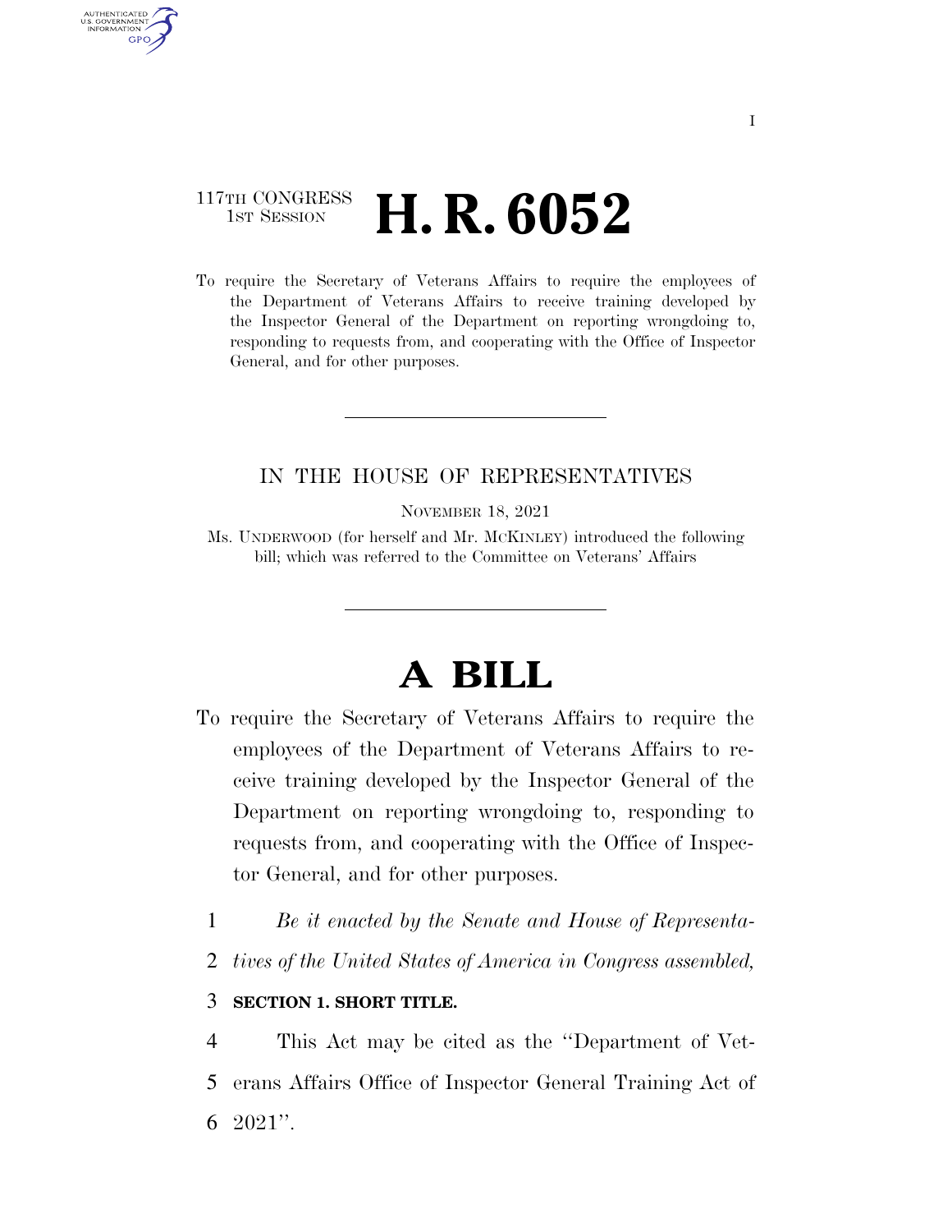117TH CONGRESS
1ST SESSION

# H. R. 6052

To require the Secretary of Veterans Affairs to require the employees of the Department of Veterans Affairs to receive training developed by the Inspector General of the Department on reporting wrongdoing to, responding to requests from, and cooperating with the Office of Inspector General, and for other purposes.

IN THE HOUSE OF REPRESENTATIVES

NOVEMBER 18, 2021

Ms. UNDERWOOD (for herself and Mr. MCKINLEY) introduced the following bill; which was referred to the Committee on Veterans' Affairs

# A BILL

To require the Secretary of Veterans Affairs to require the employees of the Department of Veterans Affairs to receive training developed by the Inspector General of the Department on reporting wrongdoing to, responding to requests from, and cooperating with the Office of Inspector General, and for other purposes.

*Be it enacted by the Senate and House of Representatives of the United States of America in Congress assembled,*

**SECTION 1. SHORT TITLE.**

This Act may be cited as the ''Department of Veterans Affairs Office of Inspector General Training Act of 2021''.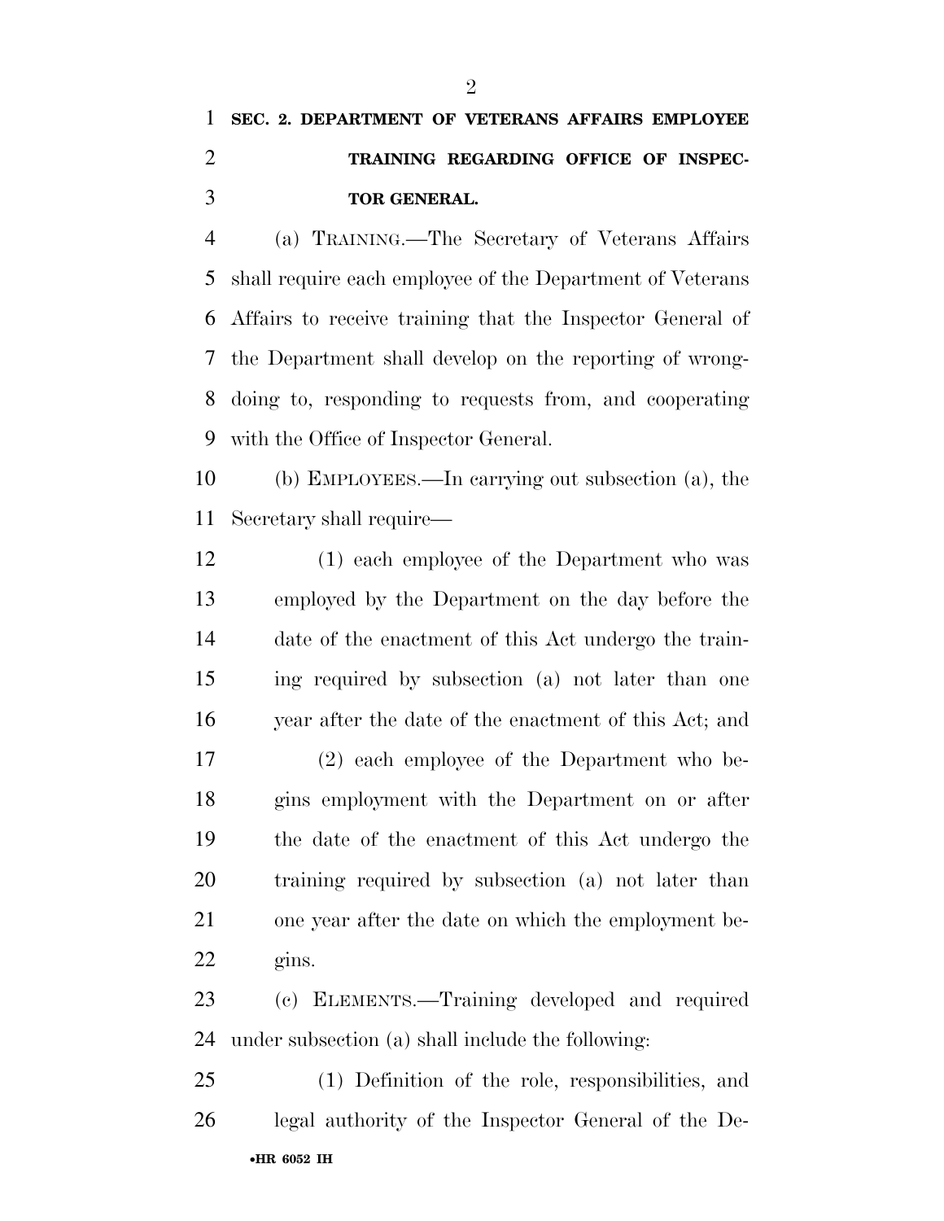## SEC. 2. DEPARTMENT OF VETERANS AFFAIRS EMPLOYEE TRAINING REGARDING OFFICE OF INSPECTOR GENERAL.

(a) TRAINING.—The Secretary of Veterans Affairs shall require each employee of the Department of Veterans Affairs to receive training that the Inspector General of the Department shall develop on the reporting of wrongdoing to, responding to requests from, and cooperating with the Office of Inspector General.

(b) EMPLOYEES.—In carrying out subsection (a), the Secretary shall require—

(1) each employee of the Department who was employed by the Department on the day before the date of the enactment of this Act undergo the training required by subsection (a) not later than one year after the date of the enactment of this Act; and

(2) each employee of the Department who begins employment with the Department on or after the date of the enactment of this Act undergo the training required by subsection (a) not later than one year after the date on which the employment begins.

(c) ELEMENTS.—Training developed and required under subsection (a) shall include the following:

(1) Definition of the role, responsibilities, and legal authority of the Inspector General of the De-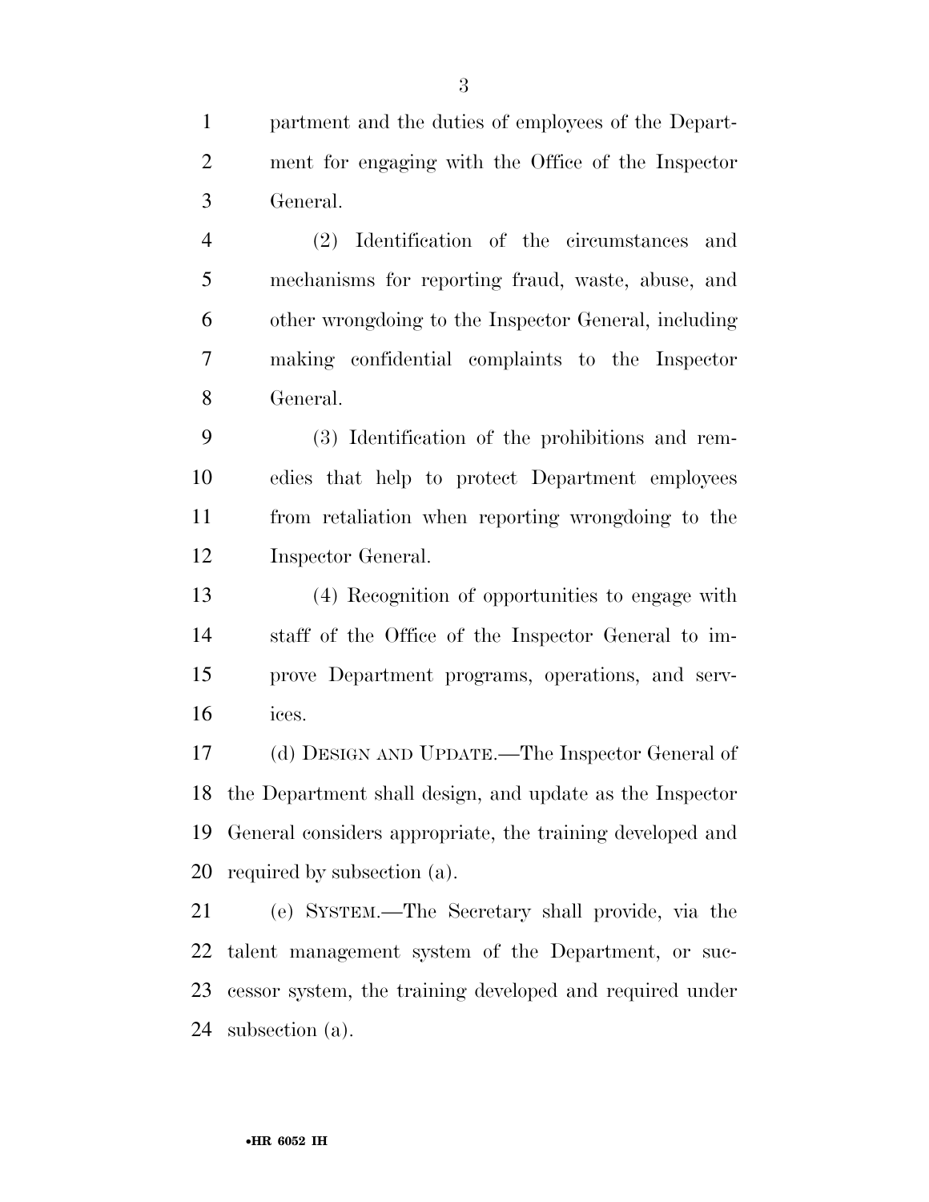partment and the duties of employees of the Department for engaging with the Office of the Inspector General.

(2) Identification of the circumstances and mechanisms for reporting fraud, waste, abuse, and other wrongdoing to the Inspector General, including making confidential complaints to the Inspector General.

(3) Identification of the prohibitions and remedies that help to protect Department employees from retaliation when reporting wrongdoing to the Inspector General.

(4) Recognition of opportunities to engage with staff of the Office of the Inspector General to improve Department programs, operations, and services.

(d) DESIGN AND UPDATE.—The Inspector General of the Department shall design, and update as the Inspector General considers appropriate, the training developed and required by subsection (a).

(e) SYSTEM.—The Secretary shall provide, via the talent management system of the Department, or successor system, the training developed and required under subsection (a).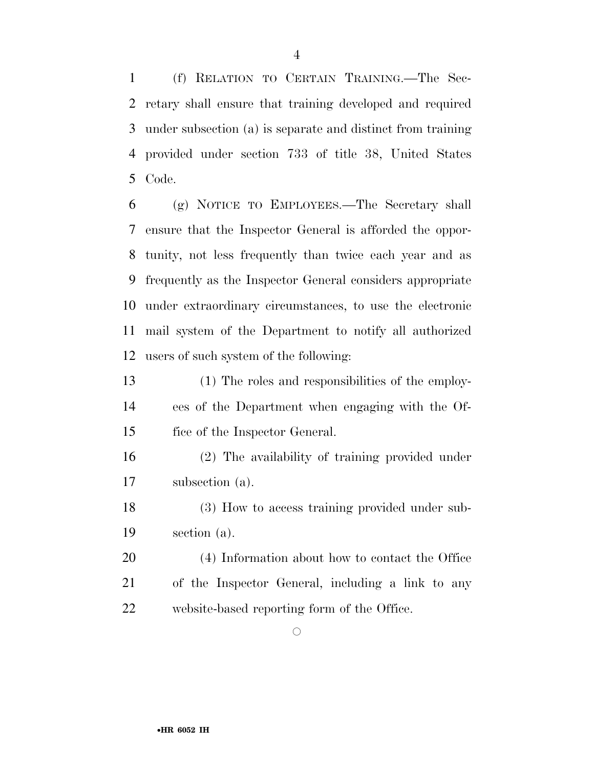(f) RELATION TO CERTAIN TRAINING.—The Secretary shall ensure that training developed and required under subsection (a) is separate and distinct from training provided under section 733 of title 38, United States Code.

(g) NOTICE TO EMPLOYEES.—The Secretary shall ensure that the Inspector General is afforded the opportunity, not less frequently than twice each year and as frequently as the Inspector General considers appropriate under extraordinary circumstances, to use the electronic mail system of the Department to notify all authorized users of such system of the following:

(1) The roles and responsibilities of the employees of the Department when engaging with the Office of the Inspector General.

(2) The availability of training provided under subsection (a).

(3) How to access training provided under subsection (a).

(4) Information about how to contact the Office of the Inspector General, including a link to any website-based reporting form of the Office.

○